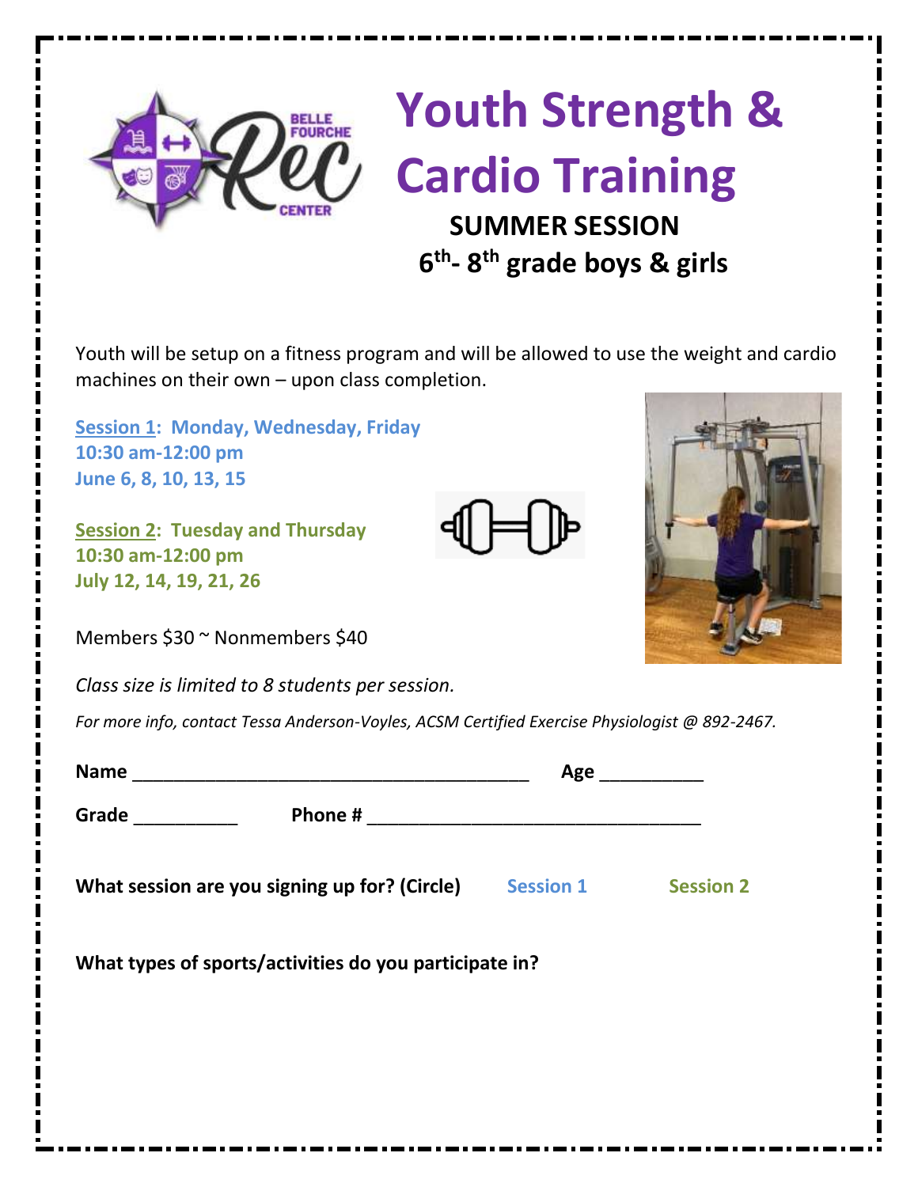# Youth Strength & Cardio Training

**SUMMER SESSION**

**6th- 8th grade boys & girls**

Youth will be setup on a fitness program and will be allowed to use the weight and cardio machines on their own – upon class completion.

**Session 1: Monday, Wednesday, Friday**
**10:30 am-12:00 pm**
**June 6, 8, 10, 13, 15**

**Session 2: Tuesday and Thursday**
**10:30 am-12:00 pm**
**July 12, 14, 19, 21, 26**

Members $30 ~ Nonmembers $40

*Class size is limited to 8 students per session.*

*For more info, contact Tessa Anderson-Voyles, ACSM Certified Exercise Physiologist @ 892-2467.*

**Name** ________________________________________ **Age** __________

**Grade** __________ **Phone #** _________________________________

**What session are you signing up for? (Circle)** **Session 1** **Session 2**

**What types of sports/activities do you participate in?**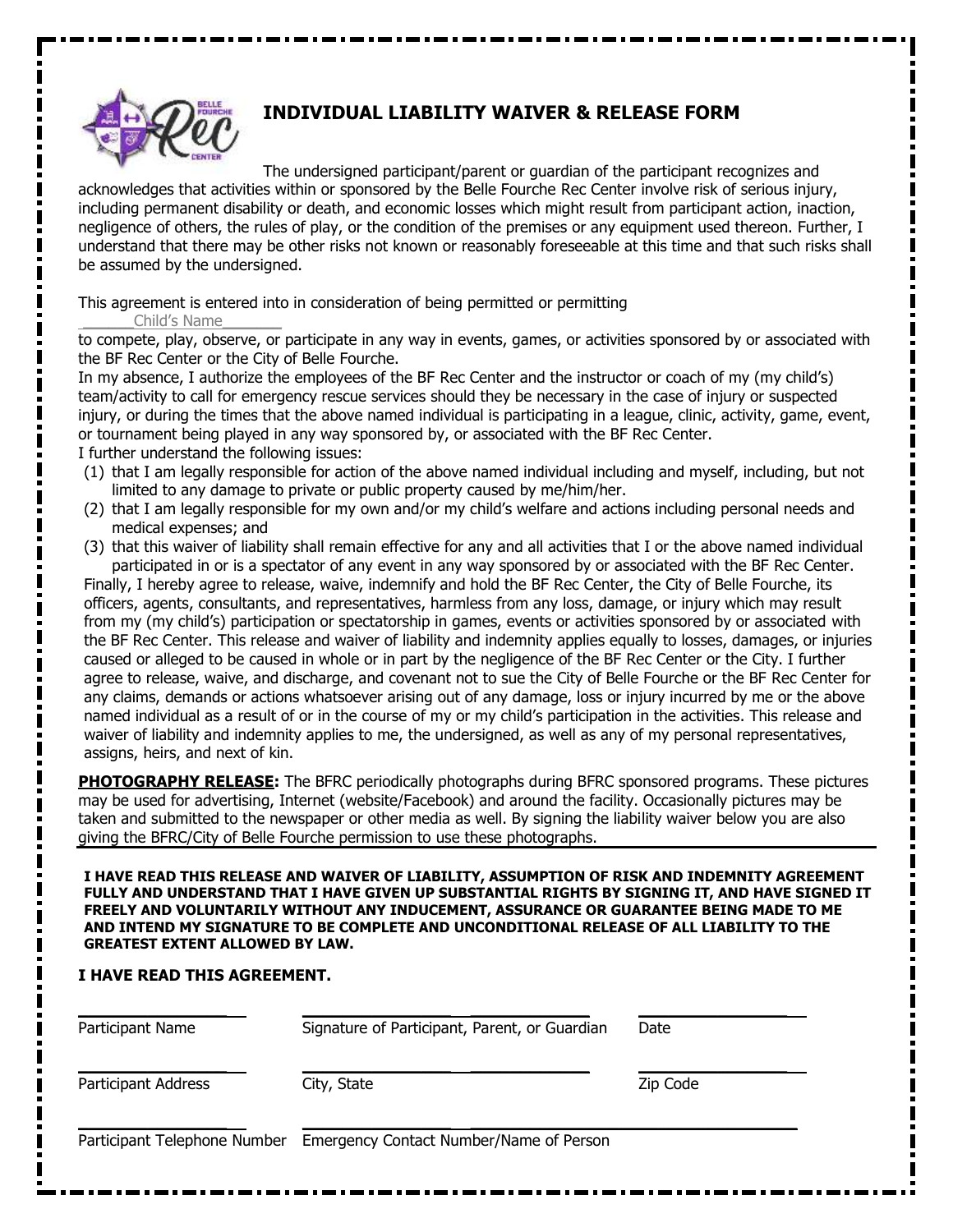# INDIVIDUAL LIABILITY WAIVER & RELEASE FORM

The undersigned participant/parent or guardian of the participant recognizes and acknowledges that activities within or sponsored by the Belle Fourche Rec Center involve risk of serious injury, including permanent disability or death, and economic losses which might result from participant action, inaction, negligence of others, the rules of play, or the condition of the premises or any equipment used thereon. Further, I understand that there may be other risks not known or reasonably foreseeable at this time and that such risks shall be assumed by the undersigned.

This agreement is entered into in consideration of being permitted or permitting

______Child's Name_______

to compete, play, observe, or participate in any way in events, games, or activities sponsored by or associated with the BF Rec Center or the City of Belle Fourche.

In my absence, I authorize the employees of the BF Rec Center and the instructor or coach of my (my child's) team/activity to call for emergency rescue services should they be necessary in the case of injury or suspected injury, or during the times that the above named individual is participating in a league, clinic, activity, game, event, or tournament being played in any way sponsored by, or associated with the BF Rec Center.

I further understand the following issues:

(1) that I am legally responsible for action of the above named individual including and myself, including, but not limited to any damage to private or public property caused by me/him/her.
(2) that I am legally responsible for my own and/or my child's welfare and actions including personal needs and medical expenses; and
(3) that this waiver of liability shall remain effective for any and all activities that I or the above named individual participated in or is a spectator of any event in any way sponsored by or associated with the BF Rec Center.

Finally, I hereby agree to release, waive, indemnify and hold the BF Rec Center, the City of Belle Fourche, its officers, agents, consultants, and representatives, harmless from any loss, damage, or injury which may result from my (my child's) participation or spectatorship in games, events or activities sponsored by or associated with the BF Rec Center. This release and waiver of liability and indemnity applies equally to losses, damages, or injuries caused or alleged to be caused in whole or in part by the negligence of the BF Rec Center or the City. I further agree to release, waive, and discharge, and covenant not to sue the City of Belle Fourche or the BF Rec Center for any claims, demands or actions whatsoever arising out of any damage, loss or injury incurred by me or the above named individual as a result of or in the course of my or my child's participation in the activities. This release and waiver of liability and indemnity applies to me, the undersigned, as well as any of my personal representatives, assigns, heirs, and next of kin.

**PHOTOGRAPHY RELEASE:** The BFRC periodically photographs during BFRC sponsored programs. These pictures may be used for advertising, Internet (website/Facebook) and around the facility. Occasionally pictures may be taken and submitted to the newspaper or other media as well. By signing the liability waiver below you are also giving the BFRC/City of Belle Fourche permission to use these photographs.

**I HAVE READ THIS RELEASE AND WAIVER OF LIABILITY, ASSUMPTION OF RISK AND INDEMNITY AGREEMENT FULLY AND UNDERSTAND THAT I HAVE GIVEN UP SUBSTANTIAL RIGHTS BY SIGNING IT, AND HAVE SIGNED IT FREELY AND VOLUNTARILY WITHOUT ANY INDUCEMENT, ASSURANCE OR GUARANTEE BEING MADE TO ME AND INTEND MY SIGNATURE TO BE COMPLETE AND UNCONDITIONAL RELEASE OF ALL LIABILITY TO THE GREATEST EXTENT ALLOWED BY LAW.**

**I HAVE READ THIS AGREEMENT.**

| | | |
|---|---|---|
| ____________________ | ____________________________________ | ____________________ |
| Participant Name | Signature of Participant, Parent, or Guardian | Date |
| ____________________ | ____________________________________ | ____________________ |
| Participant Address | City, State | Zip Code |
| ____________________ | ____________________________________ | |
| Participant Telephone Number | Emergency Contact Number/Name of Person | |